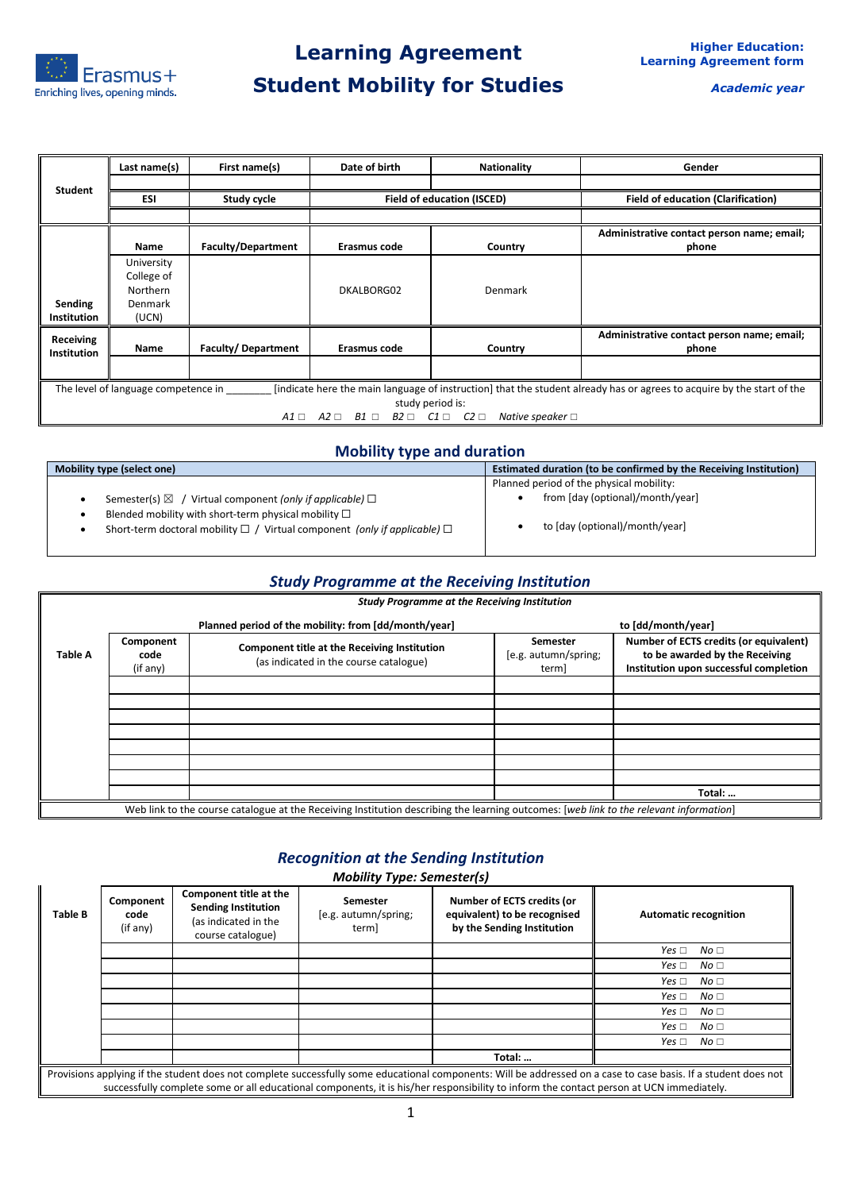Erasmus+
Enriching lives, opening minds.

# Learning Agreement
# Student Mobility for Studies

**Higher Education: Learning Agreement form**

***Academic year***

| | | | | | |
|---|---|---|---|---|---|
| **Student** | **Last name(s)** | **First name(s)** | **Date of birth** | **Nationality** | **Gender** |
| | | | | | |
| | **ESI** | **Study cycle** | **Field of education (ISCED)** | | **Field of education (Clarification)** |
| | | | | | |
| **Sending Institution** | **Name** | **Faculty/Department** | **Erasmus code** | **Country** | **Administrative contact person name; email; phone** |
| | University College of Northern Denmark (UCN) | | DKALBORG02 | Denmark | |
| **Receiving Institution** | **Name** | **Faculty/ Department** | **Erasmus code** | **Country** | **Administrative contact person name; email; phone** |
| | | | | | |

The level of language competence in ________ [indicate here the main language of instruction] that the student already has or agrees to acquire by the start of the study period is:
*A1* ☐ *A2* ☐ *B1* ☐ *B2* ☐ *C1* ☐ *C2* ☐ *Native speaker* ☐

## Mobility type and duration

| Mobility type (select one) | Estimated duration (to be confirmed by the Receiving Institution) |
|---|---|
| • Semester(s) ☒ / Virtual component *(only if applicable)* ☐<br>• Blended mobility with short-term physical mobility ☐<br>• Short-term doctoral mobility ☐ / Virtual component *(only if applicable)* ☐ | Planned period of the physical mobility:<br>• from [day (optional)/month/year]<br>• to [day (optional)/month/year] |

## *Study Programme at the Receiving Institution*

***Study Programme at the Receiving Institution***

**Planned period of the mobility: from [dd/month/year]** **to [dd/month/year]**

| **Table A** | **Component code** (if any) | **Component title at the Receiving Institution** (as indicated in the course catalogue) | **Semester** [e.g. autumn/spring; term] | **Number of ECTS credits (or equivalent) to be awarded by the Receiving Institution upon successful completion** |
|---|---|---|---|---|
| | | | | |
| | | | | |
| | | | | |
| | | | | |
| | | | | |
| | | | | |
| | | | | |
| | | | | **Total: …** |

Web link to the course catalogue at the Receiving Institution describing the learning outcomes: [*web link to the relevant information*]

## *Recognition at the Sending Institution*

***Mobility Type: Semester(s)***

| **Table B** | **Component code** (if any) | **Component title at the Sending Institution** (as indicated in the course catalogue) | **Semester** [e.g. autumn/spring; term] | **Number of ECTS credits (or equivalent) to be recognised by the Sending Institution** | **Automatic recognition** |
|---|---|---|---|---|---|
| | | | | | *Yes* ☐ *No* ☐ |
| | | | | | *Yes* ☐ *No* ☐ |
| | | | | | *Yes* ☐ *No* ☐ |
| | | | | | *Yes* ☐ *No* ☐ |
| | | | | | *Yes* ☐ *No* ☐ |
| | | | | | *Yes* ☐ *No* ☐ |
| | | | | | *Yes* ☐ *No* ☐ |
| | | | | **Total: …** | |

Provisions applying if the student does not complete successfully some educational components: Will be addressed on a case to case basis. If a student does not successfully complete some or all educational components, it is his/her responsibility to inform the contact person at UCN immediately.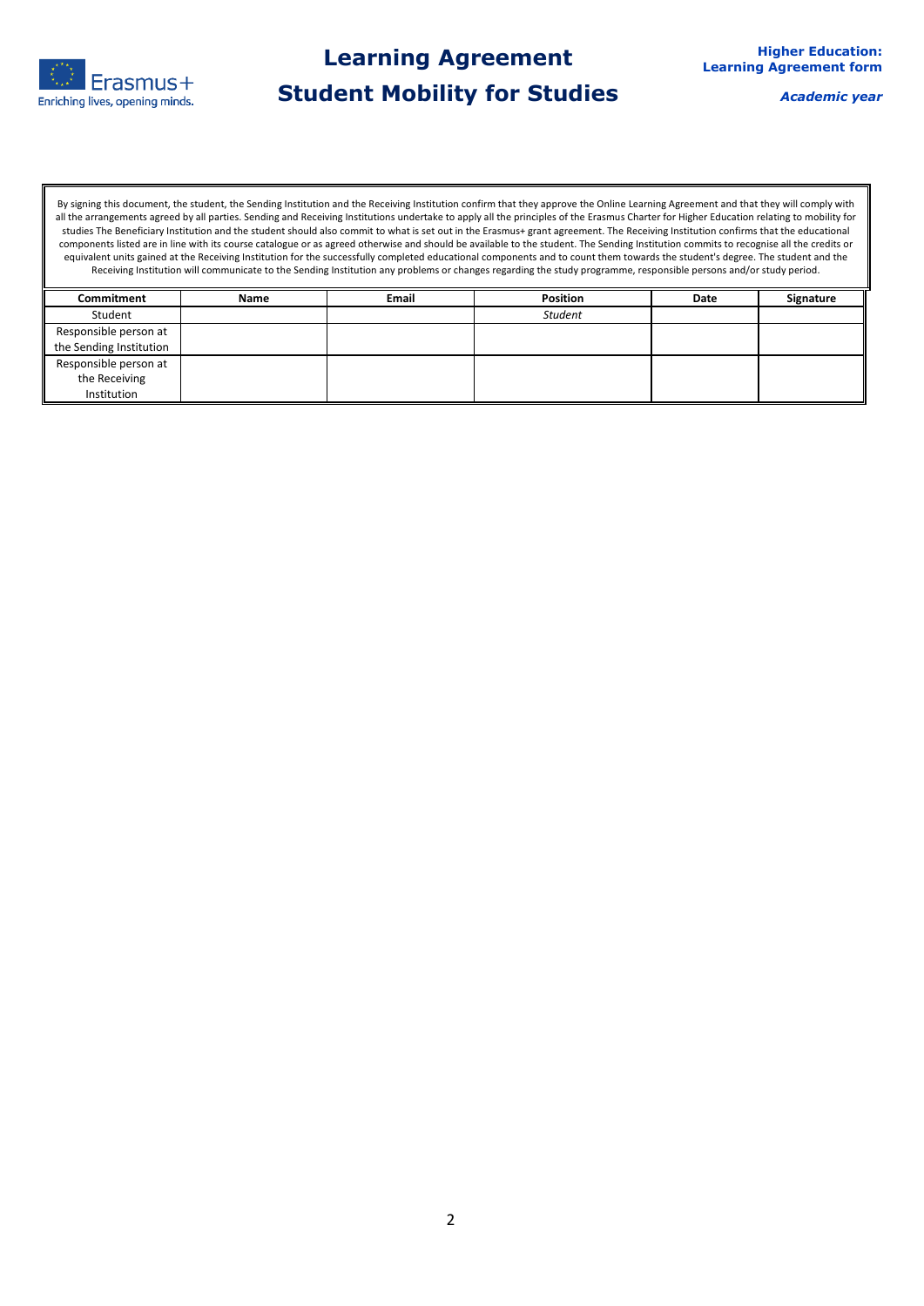# Learning Agreement
# Student Mobility for Studies

**Higher Education:**
**Learning Agreement form**

***Academic year***

By signing this document, the student, the Sending Institution and the Receiving Institution confirm that they approve the Online Learning Agreement and that they will comply with all the arrangements agreed by all parties. Sending and Receiving Institutions undertake to apply all the principles of the Erasmus Charter for Higher Education relating to mobility for studies The Beneficiary Institution and the student should also commit to what is set out in the Erasmus+ grant agreement. The Receiving Institution confirms that the educational components listed are in line with its course catalogue or as agreed otherwise and should be available to the student. The Sending Institution commits to recognise all the credits or equivalent units gained at the Receiving Institution for the successfully completed educational components and to count them towards the student's degree. The student and the Receiving Institution will communicate to the Sending Institution any problems or changes regarding the study programme, responsible persons and/or study period.

| Commitment | Name | Email | Position | Date | Signature |
|---|---|---|---|---|---|
| Student | | | *Student* | | |
| Responsible person at the Sending Institution | | | | | |
| Responsible person at the Receiving Institution | | | | | |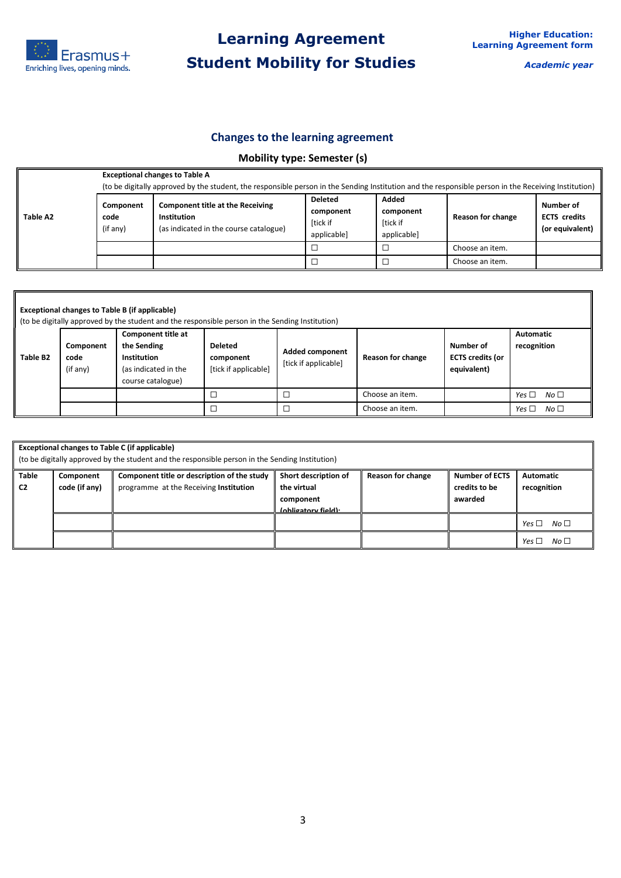## Changes to the learning agreement

### Mobility type: Semester (s)

| Table A2 | **Exceptional changes to Table A** (to be digitally approved by the student, the responsible person in the Sending Institution and the responsible person in the Receiving Institution) | | | | | |
|---|---|---|---|---|---|---|
| | **Component code** (if any) | **Component title at the Receiving Institution** (as indicated in the course catalogue) | **Deleted component** [tick if applicable] | **Added component** [tick if applicable] | **Reason for change** | **Number of ECTS credits (or equivalent)** |
| | | | ☐ | ☐ | Choose an item. | |
| | | | ☐ | ☐ | Choose an item. | |

| Table B2 | **Exceptional changes to Table B (if applicable)** (to be digitally approved by the student and the responsible person in the Sending Institution) | | | | | | |
|---|---|---|---|---|---|---|---|
| | **Component code** (if any) | **Component title at the Sending Institution** (as indicated in the course catalogue) | **Deleted component** [tick if applicable] | **Added component** [tick if applicable] | **Reason for change** | **Number of ECTS credits (or equivalent)** | **Automatic recognition** |
| | | | ☐ | ☐ | Choose an item. | | *Yes* ☐ *No* ☐ |
| | | | ☐ | ☐ | Choose an item. | | *Yes* ☐ *No* ☐ |

| **Exceptional changes to Table C (if applicable)** (to be digitally approved by the student and the responsible person in the Sending Institution) | | | | | | |
|---|---|---|---|---|---|---|
| **Table C2** | **Component code (if any)** | **Component title or description of the study programme at the Receiving Institution** | **Short description of the virtual component (obligatory field):** | **Reason for change** | **Number of ECTS credits to be awarded** | **Automatic recognition** |
| | | | | | | *Yes* ☐ *No* ☐ |
| | | | | | | *Yes* ☐ *No* ☐ |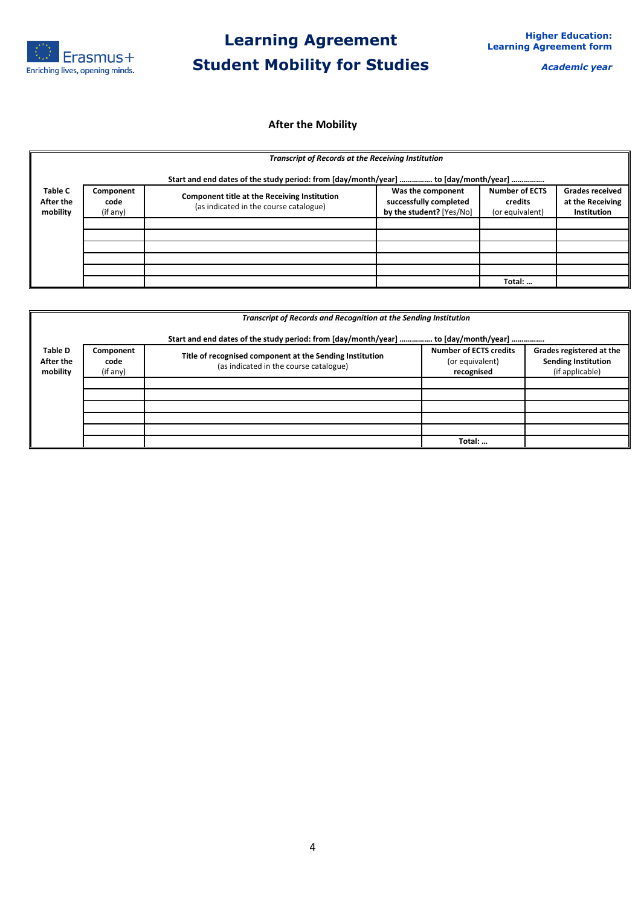# Learning Agreement Student Mobility for Studies

**Higher Education: Learning Agreement form**

*Academic year*

## After the Mobility

| | | | | | |
|---|---|---|---|---|---|
| | ***Transcript of Records at the Receiving Institution*** | | | | |
| | **Start and end dates of the study period: from [day/month/year] …………… to [day/month/year] ……………** | | | | |
| **Table C After the mobility** | **Component code** (if any) | **Component title at the Receiving Institution** (as indicated in the course catalogue) | **Was the component successfully completed by the student?** [Yes/No] | **Number of ECTS credits** (or equivalent) | **Grades received at the Receiving Institution** |
| | | | | | |
| | | | | | |
| | | | | | |
| | | | | | |
| | | | | | |
| | | | | **Total: …** | |

| | | | | |
|---|---|---|---|---|
| | ***Transcript of Records and Recognition at the Sending Institution*** | | | |
| | **Start and end dates of the study period: from [day/month/year] …………… to [day/month/year] ……………** | | | |
| **Table D After the mobility** | **Component code** (if any) | **Title of recognised component at the Sending Institution** (as indicated in the course catalogue) | **Number of ECTS credits** (or equivalent) **recognised** | **Grades registered at the Sending Institution** (if applicable) |
| | | | | |
| | | | | |
| | | | | |
| | | | | |
| | | | | |
| | | | **Total: …** | |